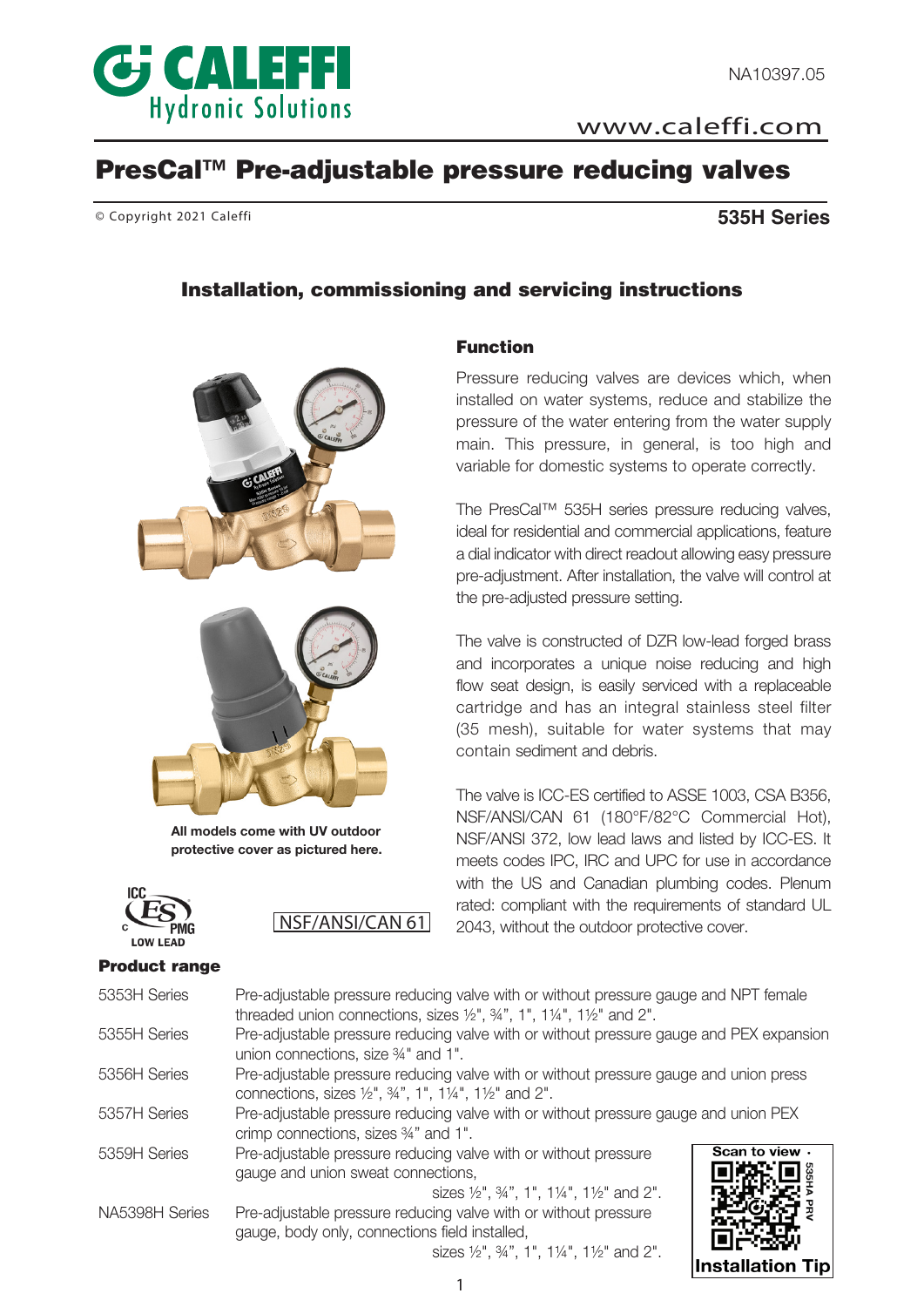NA10397.05

www.caleffi.com

# PresCal™ Pre-adjustable pressure reducing valves

© Copyright 2021 Caleffi

**535H Series**

## Installation, commissioning and servicing instructions

All models come with UV outdoor protective cover as pictured here.

NSF/ANSI/CAN 61

### Function

Pressure reducing valves are devices which, when installed on water systems, reduce and stabilize the pressure of the water entering from the water supply main. This pressure, in general, is too high and variable for domestic systems to operate correctly.

The PresCal™ 535H series pressure reducing valves, ideal for residential and commercial applications, feature a dial indicator with direct readout allowing easy pressure pre-adjustment. After installation, the valve will control at the pre-adjusted pressure setting.

The valve is constructed of DZR low-lead forged brass and incorporates a unique noise reducing and high flow seat design, is easily serviced with a replaceable cartridge and has an integral stainless steel filter (35 mesh), suitable for water systems that may contain sediment and debris.

The valve is ICC-ES certified to ASSE 1003, CSA B356, NSF/ANSI/CAN 61 (180°F/82°C Commercial Hot), NSF/ANSI 372, low lead laws and listed by ICC-ES. It meets codes IPC, IRC and UPC for use in accordance with the US and Canadian plumbing codes. Plenum rated: compliant with the requirements of standard UL 2043, without the outdoor protective cover.

### Product range

| | |
|---|---|
| 5353H Series | Pre-adjustable pressure reducing valve with or without pressure gauge and NPT female threaded union connections, sizes ½", ¾", 1", 1¼", 1½" and 2". |
| 5355H Series | Pre-adjustable pressure reducing valve with or without pressure gauge and PEX expansion union connections, size ¾" and 1". |
| 5356H Series | Pre-adjustable pressure reducing valve with or without pressure gauge and union press connections, sizes ½", ¾", 1", 1¼", 1½" and 2". |
| 5357H Series | Pre-adjustable pressure reducing valve with or without pressure gauge and union PEX crimp connections, sizes ¾" and 1". |
| 5359H Series | Pre-adjustable pressure reducing valve with or without pressure gauge and union sweat connections, sizes ½", ¾", 1", 1¼", 1½" and 2". |
| NA5398H Series | Pre-adjustable pressure reducing valve with or without pressure gauge, body only, connections field installed, sizes ½", ¾", 1", 1¼", 1½" and 2". |

Scan to view · 535HA PRV Installation Tip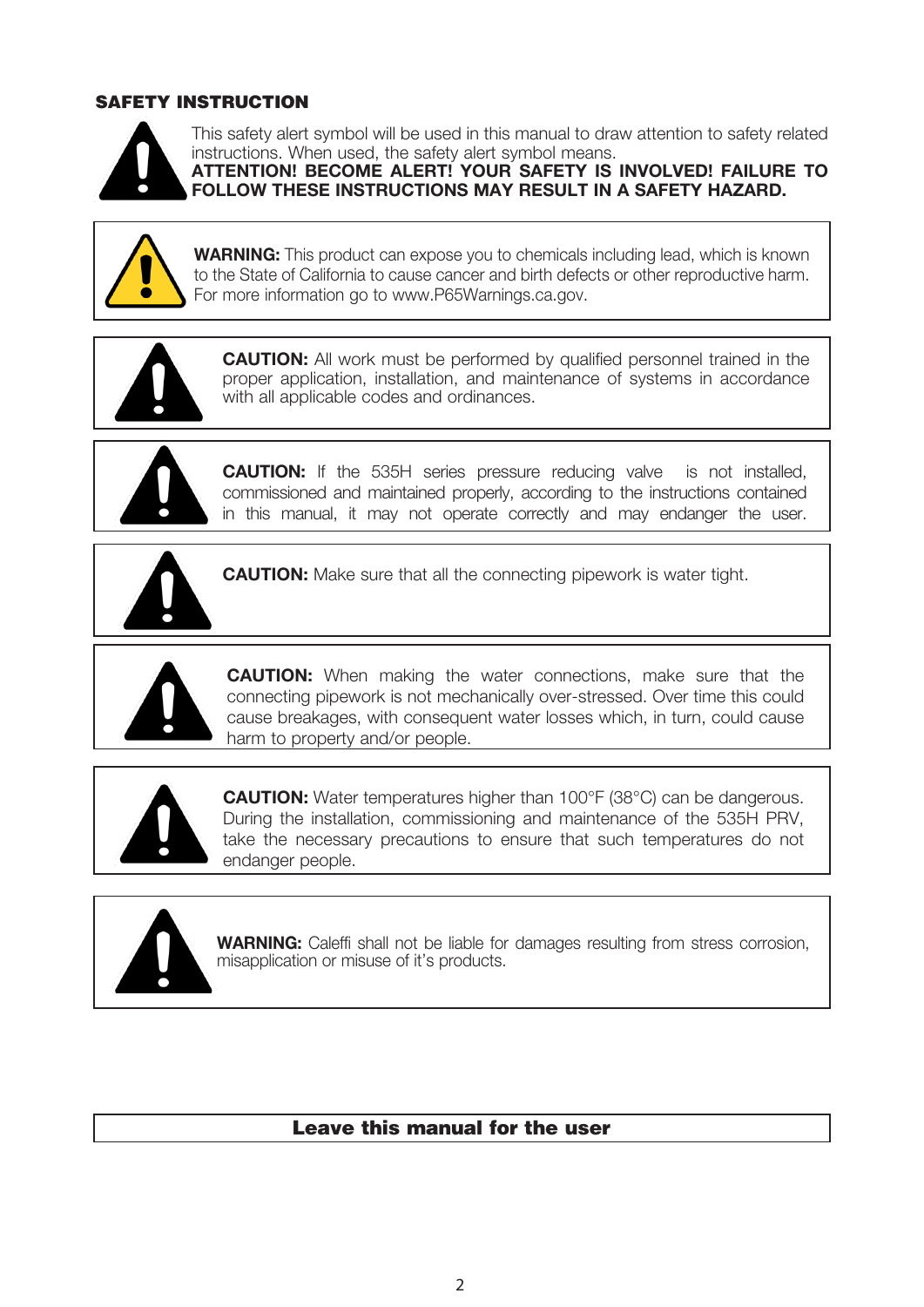## SAFETY INSTRUCTION

This safety alert symbol will be used in this manual to draw attention to safety related instructions. When used, the safety alert symbol means.
**ATTENTION! BECOME ALERT! YOUR SAFETY IS INVOLVED! FAILURE TO FOLLOW THESE INSTRUCTIONS MAY RESULT IN A SAFETY HAZARD.**

**WARNING:** This product can expose you to chemicals including lead, which is known to the State of California to cause cancer and birth defects or other reproductive harm. For more information go to www.P65Warnings.ca.gov.

**CAUTION:** All work must be performed by qualified personnel trained in the proper application, installation, and maintenance of systems in accordance with all applicable codes and ordinances.

**CAUTION:** If the 535H series pressure reducing valve is not installed, commissioned and maintained properly, according to the instructions contained in this manual, it may not operate correctly and may endanger the user.

**CAUTION:** Make sure that all the connecting pipework is water tight.

**CAUTION:** When making the water connections, make sure that the connecting pipework is not mechanically over-stressed. Over time this could cause breakages, with consequent water losses which, in turn, could cause harm to property and/or people.

**CAUTION:** Water temperatures higher than 100°F (38°C) can be dangerous. During the installation, commissioning and maintenance of the 535H PRV, take the necessary precautions to ensure that such temperatures do not endanger people.

**WARNING:** Caleffi shall not be liable for damages resulting from stress corrosion, misapplication or misuse of it's products.

**Leave this manual for the user**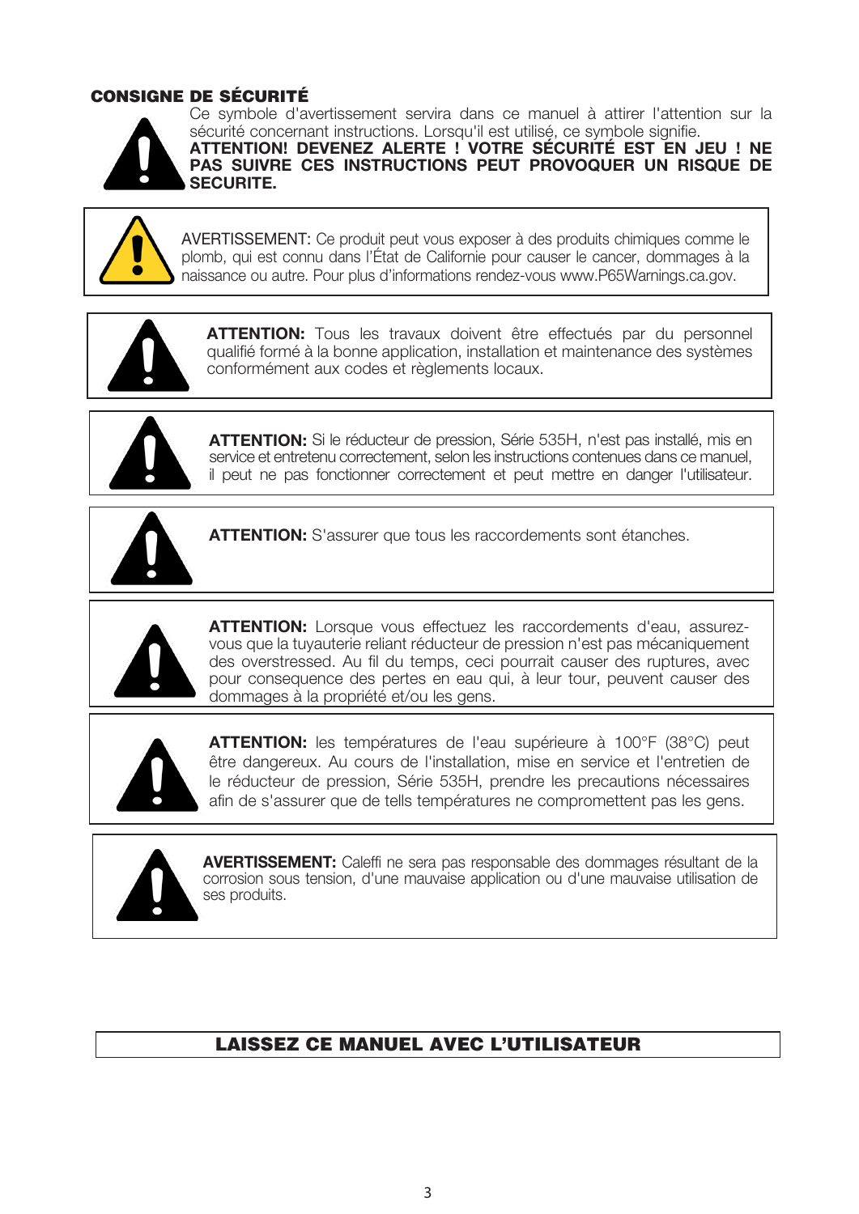## CONSIGNE DE SÉCURITÉ

Ce symbole d'avertissement servira dans ce manuel à attirer l'attention sur la sécurité concernant instructions. Lorsqu'il est utilisé, ce symbole signifie.
**ATTENTION! DEVENEZ ALERTE ! VOTRE SÉCURITÉ EST EN JEU ! NE PAS SUIVRE CES INSTRUCTIONS PEUT PROVOQUER UN RISQUE DE SECURITE.**

AVERTISSEMENT: Ce produit peut vous exposer à des produits chimiques comme le plomb, qui est connu dans l'État de Californie pour causer le cancer, dommages à la naissance ou autre. Pour plus d'informations rendez-vous www.P65Warnings.ca.gov.

**ATTENTION:** Tous les travaux doivent être effectués par du personnel qualifié formé à la bonne application, installation et maintenance des systèmes conformément aux codes et règlements locaux.

**ATTENTION:** Si le réducteur de pression, Série 535H, n'est pas installé, mis en service et entretenu correctement, selon les instructions contenues dans ce manuel, il peut ne pas fonctionner correctement et peut mettre en danger l'utilisateur.

**ATTENTION:** S'assurer que tous les raccordements sont étanches.

**ATTENTION:** Lorsque vous effectuez les raccordements d'eau, assurez-vous que la tuyauterie reliant réducteur de pression n'est pas mécaniquement des overstressed. Au fil du temps, ceci pourrait causer des ruptures, avec pour consequence des pertes en eau qui, à leur tour, peuvent causer des dommages à la propriété et/ou les gens.

**ATTENTION:** les températures de l'eau supérieure à 100°F (38°C) peut être dangereux. Au cours de l'installation, mise en service et l'entretien de le réducteur de pression, Série 535H, prendre les precautions nécessaires afin de s'assurer que de tells températures ne compromettent pas les gens.

**AVERTISSEMENT:** Caleffi ne sera pas responsable des dommages résultant de la corrosion sous tension, d'une mauvaise application ou d'une mauvaise utilisation de ses produits.

**LAISSEZ CE MANUEL AVEC L'UTILISATEUR**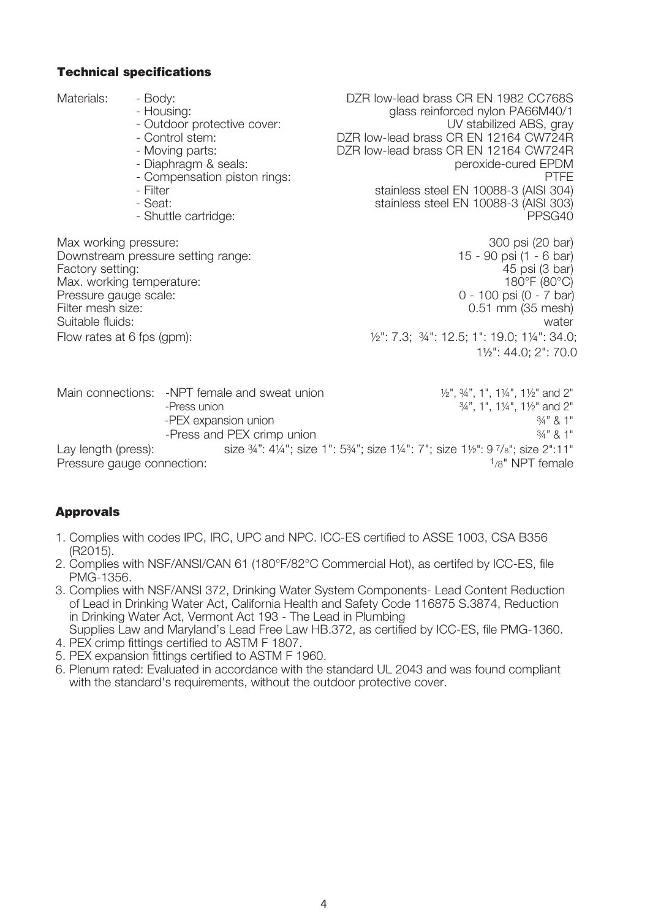### Technical specifications

| | | |
|---|---|---|
| Materials: | - Body: | DZR low-lead brass CR EN 1982 CC768S |
| | - Housing: | glass reinforced nylon PA66M40/1 |
| | - Outdoor protective cover: | UV stabilized ABS, gray |
| | - Control stem: | DZR low-lead brass CR EN 12164 CW724R |
| | - Moving parts: | DZR low-lead brass CR EN 12164 CW724R |
| | - Diaphragm & seals: | peroxide-cured EPDM |
| | - Compensation piston rings: | PTFE |
| | - Filter | stainless steel EN 10088-3 (AISI 304) |
| | - Seat: | stainless steel EN 10088-3 (AISI 303) |
| | - Shuttle cartridge: | PPSG40 |

| | |
|---|---|
| Max working pressure: | 300 psi (20 bar) |
| Downstream pressure setting range: | 15 - 90 psi (1 - 6 bar) |
| Factory setting: | 45 psi (3 bar) |
| Max. working temperature: | 180°F (80°C) |
| Pressure gauge scale: | 0 - 100 psi (0 - 7 bar) |
| Filter mesh size: | 0.51 mm (35 mesh) |
| Suitable fluids: | water |
| Flow rates at 6 fps (gpm): | ½": 7.3; ¾": 12.5; 1": 19.0; 1¼": 34.0; 1½": 44.0; 2": 70.0 |

| | | |
|---|---|---|
| Main connections: | -NPT female and sweat union | ½", ¾", 1", 1¼", 1½" and 2" |
| | -Press union | ¾", 1", 1¼", 1½" and 2" |
| | -PEX expansion union | ¾" & 1" |
| | -Press and PEX crimp union | ¾" & 1" |
| Lay length (press): | size ¾": 4¼"; size 1": 5¾"; size 1¼": 7"; size 1½": 9 7/8"; size 2":11" | |
| Pressure gauge connection: | | 1/8" NPT female |

### Approvals

1. Complies with codes IPC, IRC, UPC and NPC. ICC-ES certified to ASSE 1003, CSA B356 (R2015).
2. Complies with NSF/ANSI/CAN 61 (180°F/82°C Commercial Hot), as certifed by ICC-ES, file PMG-1356.
3. Complies with NSF/ANSI 372, Drinking Water System Components- Lead Content Reduction of Lead in Drinking Water Act, California Health and Safety Code 116875 S.3874, Reduction in Drinking Water Act, Vermont Act 193 - The Lead in Plumbing Supplies Law and Maryland's Lead Free Law HB.372, as certified by ICC-ES, file PMG-1360.
4. PEX crimp fittings certified to ASTM F 1807.
5. PEX expansion fittings certified to ASTM F 1960.
6. Plenum rated: Evaluated in accordance with the standard UL 2043 and was found compliant with the standard's requirements, without the outdoor protective cover.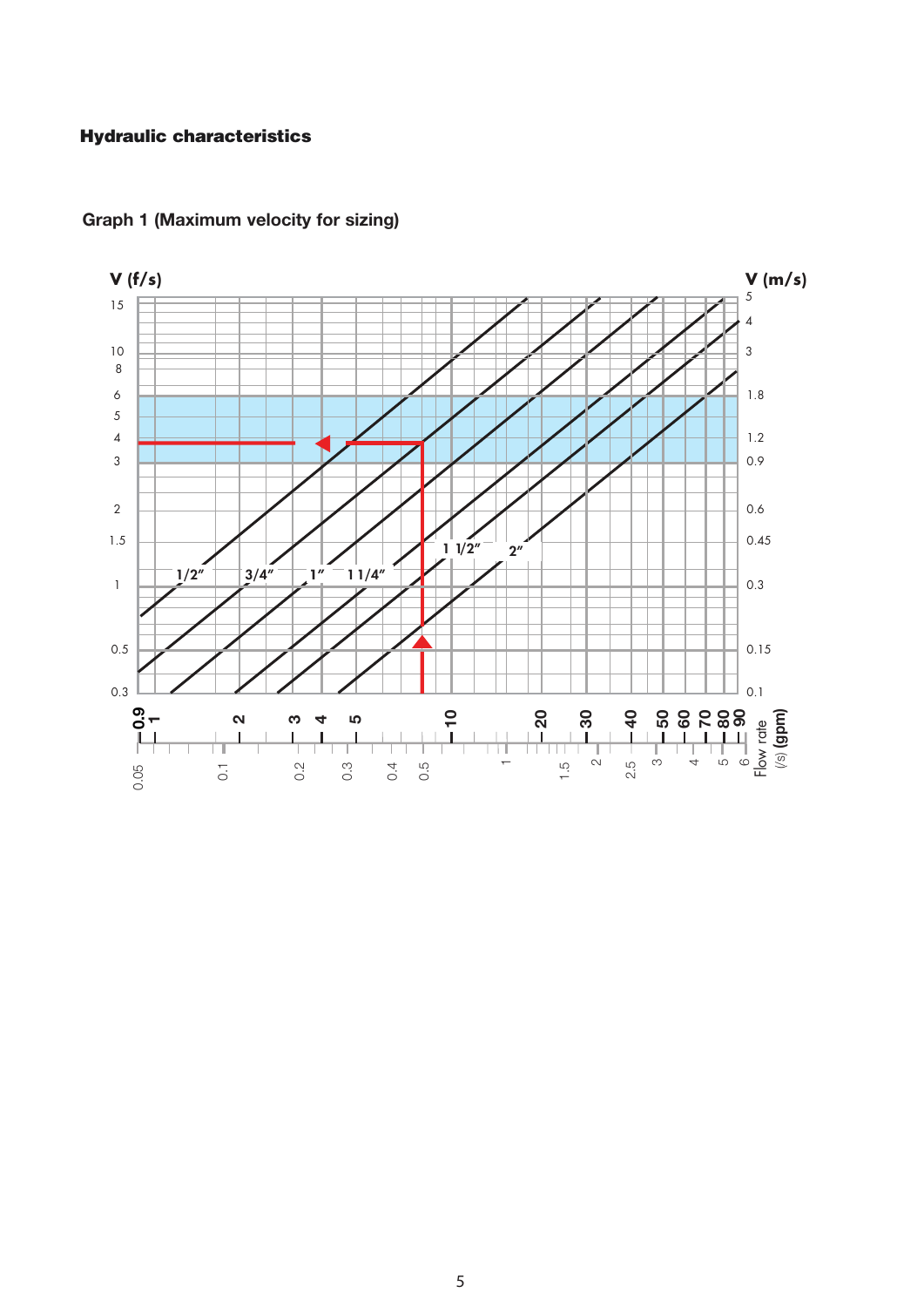### Hydraulic characteristics

**Graph 1 (Maximum velocity for sizing)**

V (f/s)

15
10
8
6
5
4
3
2
1.5
1
0.5
0.3

V (m/s)

5
4
3
1.8
1.2
0.9
0.6
0.45
0.3
0.15
0.1

1/2″ 3/4″ 1″ 1 1/4″ 1 1/2″ 2″

Flow rate (gpm): 0.9 1 2 3 4 5 10 20 30 40 50 60 70 80 90

Flow rate (l/s): 0.05 0.1 0.2 0.3 0.4 0.5 1 1.5 2 2.5 3 4 5 6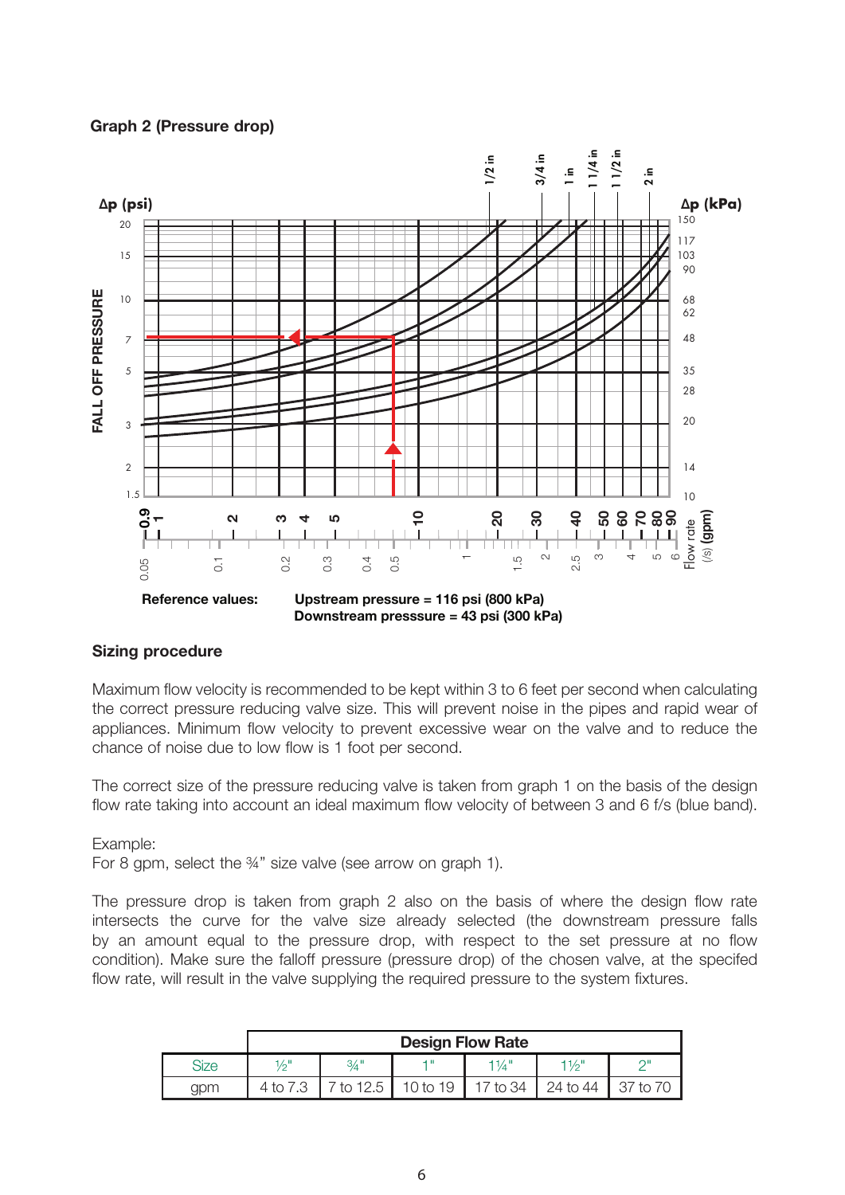**Graph 2 (Pressure drop)**

Reference values: Upstream pressure = 116 psi (800 kPa)
Downstream presssure = 43 psi (300 kPa)

## Sizing procedure

Maximum flow velocity is recommended to be kept within 3 to 6 feet per second when calculating the correct pressure reducing valve size. This will prevent noise in the pipes and rapid wear of appliances. Minimum flow velocity to prevent excessive wear on the valve and to reduce the chance of noise due to low flow is 1 foot per second.

The correct size of the pressure reducing valve is taken from graph 1 on the basis of the design flow rate taking into account an ideal maximum flow velocity of between 3 and 6 f/s (blue band).

Example:
For 8 gpm, select the ¾" size valve (see arrow on graph 1).

The pressure drop is taken from graph 2 also on the basis of where the design flow rate intersects the curve for the valve size already selected (the downstream pressure falls by an amount equal to the pressure drop, with respect to the set pressure at no flow condition). Make sure the falloff pressure (pressure drop) of the chosen valve, at the specifed flow rate, will result in the valve supplying the required pressure to the system fixtures.

| | Design Flow Rate | | | | | |
|---|---|---|---|---|---|---|
| Size | ½" | ¾" | 1" | 1¼" | 1½" | 2" |
| gpm | 4 to 7.3 | 7 to 12.5 | 10 to 19 | 17 to 34 | 24 to 44 | 37 to 70 |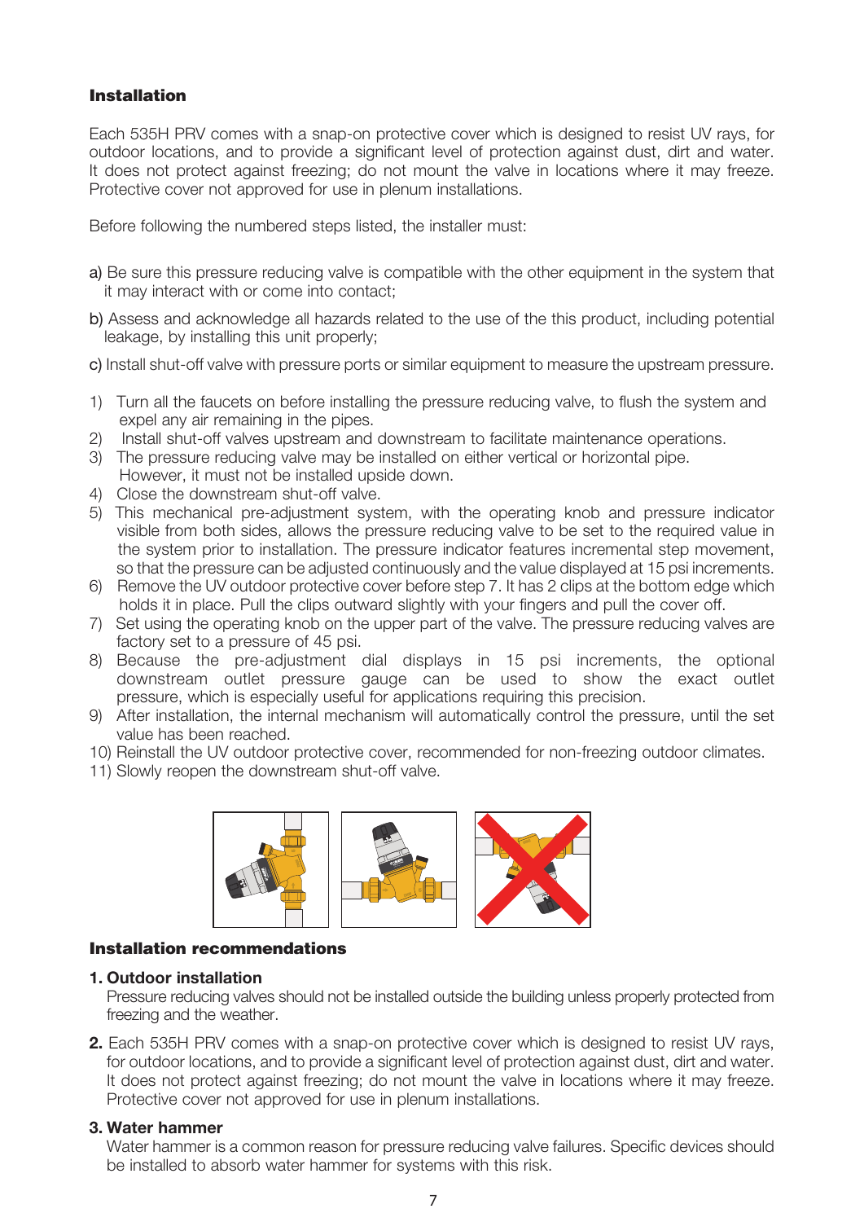## Installation

Each 535H PRV comes with a snap-on protective cover which is designed to resist UV rays, for outdoor locations, and to provide a significant level of protection against dust, dirt and water. It does not protect against freezing; do not mount the valve in locations where it may freeze. Protective cover not approved for use in plenum installations.

Before following the numbered steps listed, the installer must:

a) Be sure this pressure reducing valve is compatible with the other equipment in the system that it may interact with or come into contact;

b) Assess and acknowledge all hazards related to the use of the this product, including potential leakage, by installing this unit properly;

c) Install shut-off valve with pressure ports or similar equipment to measure the upstream pressure.

1) Turn all the faucets on before installing the pressure reducing valve, to flush the system and expel any air remaining in the pipes.
2) Install shut-off valves upstream and downstream to facilitate maintenance operations.
3) The pressure reducing valve may be installed on either vertical or horizontal pipe. However, it must not be installed upside down.
4) Close the downstream shut-off valve.
5) This mechanical pre-adjustment system, with the operating knob and pressure indicator visible from both sides, allows the pressure reducing valve to be set to the required value in the system prior to installation. The pressure indicator features incremental step movement, so that the pressure can be adjusted continuously and the value displayed at 15 psi increments.
6) Remove the UV outdoor protective cover before step 7. It has 2 clips at the bottom edge which holds it in place. Pull the clips outward slightly with your fingers and pull the cover off.
7) Set using the operating knob on the upper part of the valve. The pressure reducing valves are factory set to a pressure of 45 psi.
8) Because the pre-adjustment dial displays in 15 psi increments, the optional downstream outlet pressure gauge can be used to show the exact outlet pressure, which is especially useful for applications requiring this precision.
9) After installation, the internal mechanism will automatically control the pressure, until the set value has been reached.
10) Reinstall the UV outdoor protective cover, recommended for non-freezing outdoor climates.
11) Slowly reopen the downstream shut-off valve.

## Installation recommendations

**1. Outdoor installation**

Pressure reducing valves should not be installed outside the building unless properly protected from freezing and the weather.

**2.** Each 535H PRV comes with a snap-on protective cover which is designed to resist UV rays, for outdoor locations, and to provide a significant level of protection against dust, dirt and water. It does not protect against freezing; do not mount the valve in locations where it may freeze. Protective cover not approved for use in plenum installations.

**3. Water hammer**

Water hammer is a common reason for pressure reducing valve failures. Specific devices should be installed to absorb water hammer for systems with this risk.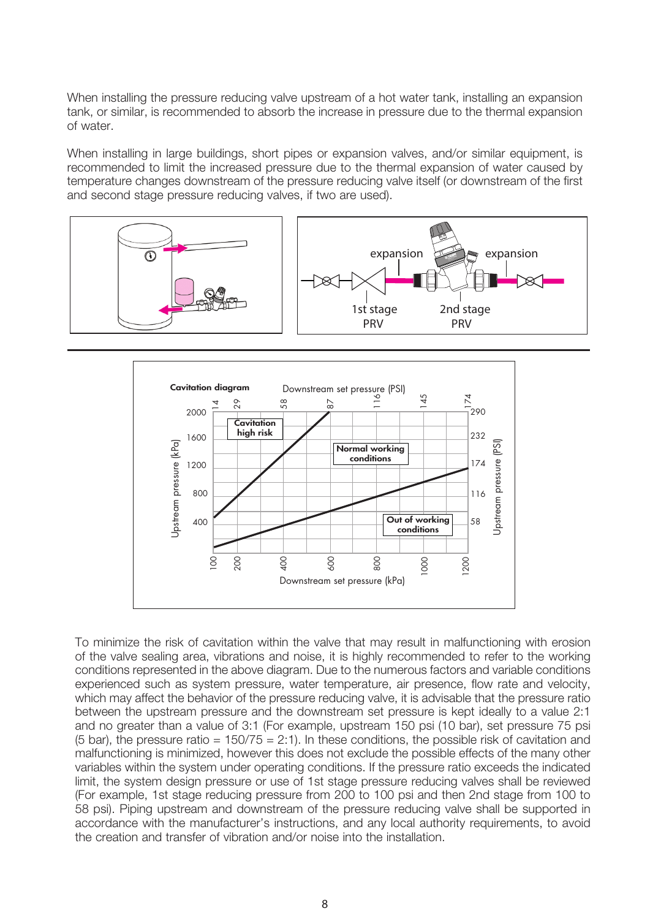When installing the pressure reducing valve upstream of a hot water tank, installing an expansion tank, or similar, is recommended to absorb the increase in pressure due to the thermal expansion of water.

When installing in large buildings, short pipes or expansion valves, and/or similar equipment, is recommended to limit the increased pressure due to the thermal expansion of water caused by temperature changes downstream of the pressure reducing valve itself (or downstream of the first and second stage pressure reducing valves, if two are used).

To minimize the risk of cavitation within the valve that may result in malfunctioning with erosion of the valve sealing area, vibrations and noise, it is highly recommended to refer to the working conditions represented in the above diagram. Due to the numerous factors and variable conditions experienced such as system pressure, water temperature, air presence, flow rate and velocity, which may affect the behavior of the pressure reducing valve, it is advisable that the pressure ratio between the upstream pressure and the downstream set pressure is kept ideally to a value 2:1 and no greater than a value of 3:1 (For example, upstream 150 psi (10 bar), set pressure 75 psi (5 bar), the pressure ratio = 150/75 = 2:1). In these conditions, the possible risk of cavitation and malfunctioning is minimized, however this does not exclude the possible effects of the many other variables within the system under operating conditions. If the pressure ratio exceeds the indicated limit, the system design pressure or use of 1st stage pressure reducing valves shall be reviewed (For example, 1st stage reducing pressure from 200 to 100 psi and then 2nd stage from 100 to 58 psi). Piping upstream and downstream of the pressure reducing valve shall be supported in accordance with the manufacturer's instructions, and any local authority requirements, to avoid the creation and transfer of vibration and/or noise into the installation.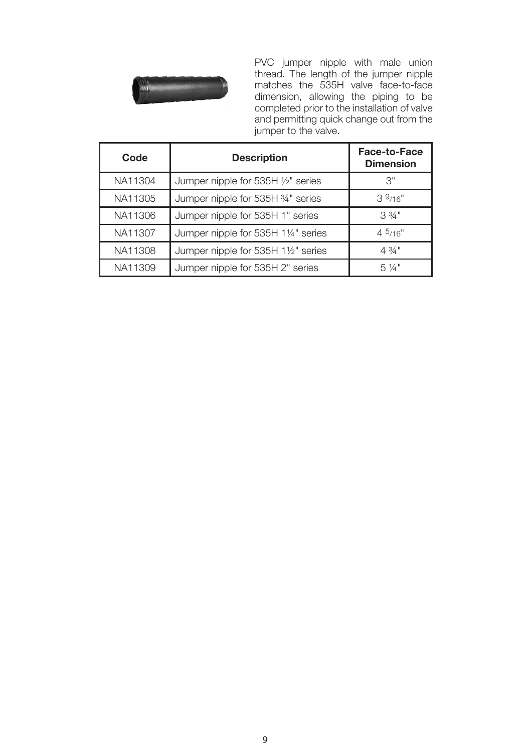PVC jumper nipple with male union thread. The length of the jumper nipple matches the 535H valve face-to-face dimension, allowing the piping to be completed prior to the installation of valve and permitting quick change out from the jumper to the valve.

| Code | Description | Face-to-Face Dimension |
|---|---|---|
| NA11304 | Jumper nipple for 535H ½" series | 3" |
| NA11305 | Jumper nipple for 535H ¾" series | 3 9/16" |
| NA11306 | Jumper nipple for 535H 1" series | 3 ¾" |
| NA11307 | Jumper nipple for 535H 1¼" series | 4 5/16" |
| NA11308 | Jumper nipple for 535H 1½" series | 4 ¾" |
| NA11309 | Jumper nipple for 535H 2" series | 5 ¼" |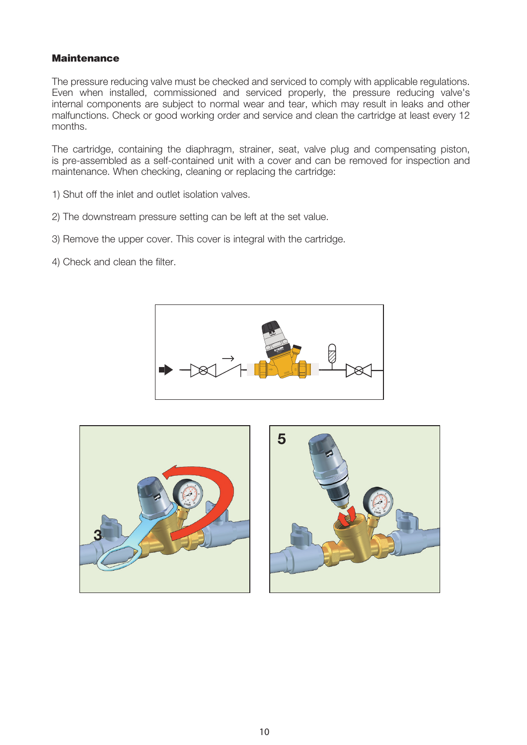## Maintenance

The pressure reducing valve must be checked and serviced to comply with applicable regulations. Even when installed, commissioned and serviced properly, the pressure reducing valve's internal components are subject to normal wear and tear, which may result in leaks and other malfunctions. Check or good working order and service and clean the cartridge at least every 12 months.

The cartridge, containing the diaphragm, strainer, seat, valve plug and compensating piston, is pre-assembled as a self-contained unit with a cover and can be removed for inspection and maintenance. When checking, cleaning or replacing the cartridge:

1) Shut off the inlet and outlet isolation valves.

2) The downstream pressure setting can be left at the set value.

3) Remove the upper cover. This cover is integral with the cartridge.

4) Check and clean the filter.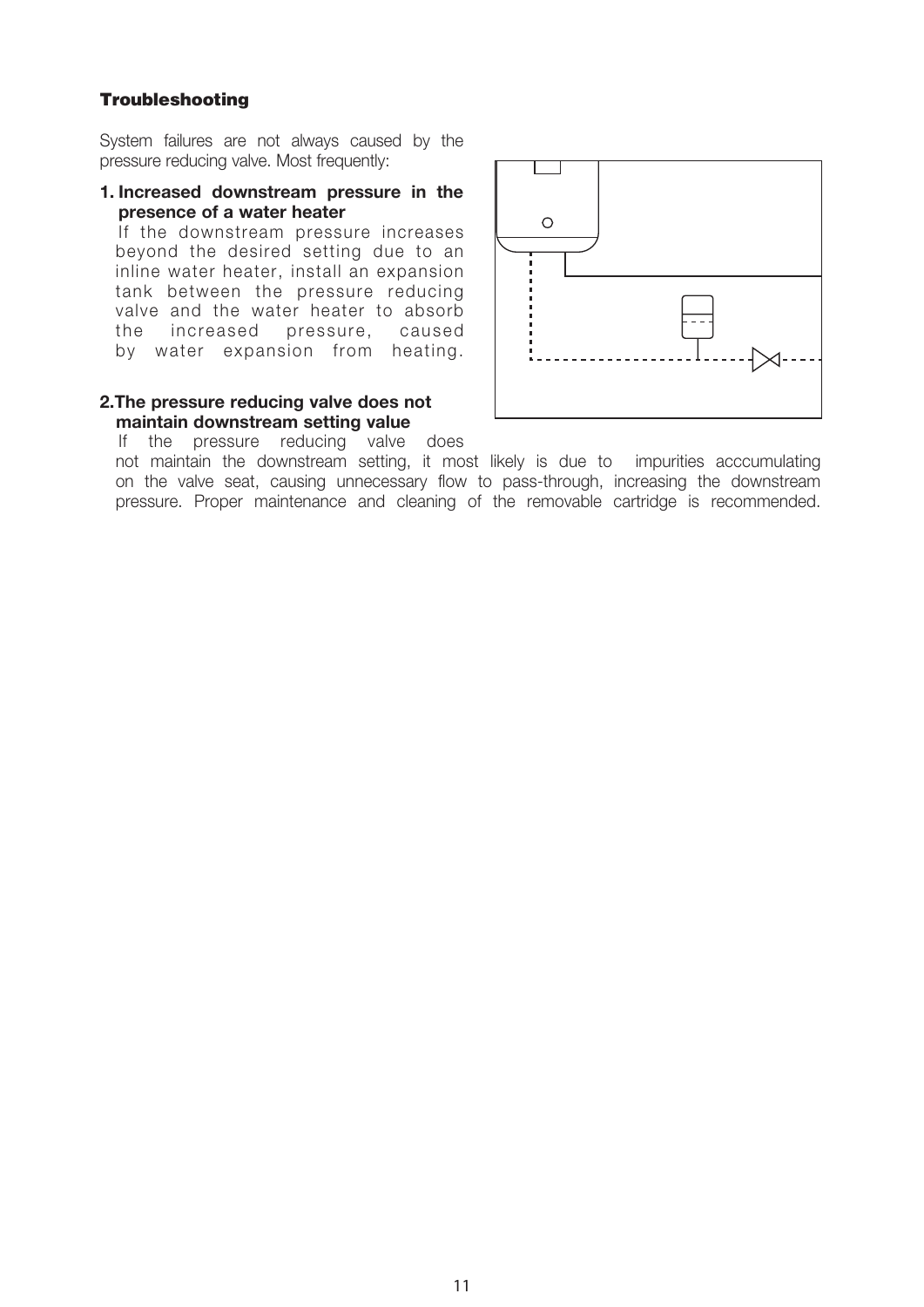### Troubleshooting

System failures are not always caused by the pressure reducing valve. Most frequently:

**1. Increased downstream pressure in the presence of a water heater**

If the downstream pressure increases beyond the desired setting due to an inline water heater, install an expansion tank between the pressure reducing valve and the water heater to absorb the increased pressure, caused by water expansion from heating.

**2. The pressure reducing valve does not maintain downstream setting value**

If the pressure reducing valve does not maintain the downstream setting, it most likely is due to impurities acccumulating on the valve seat, causing unnecessary flow to pass-through, increasing the downstream pressure. Proper maintenance and cleaning of the removable cartridge is recommended.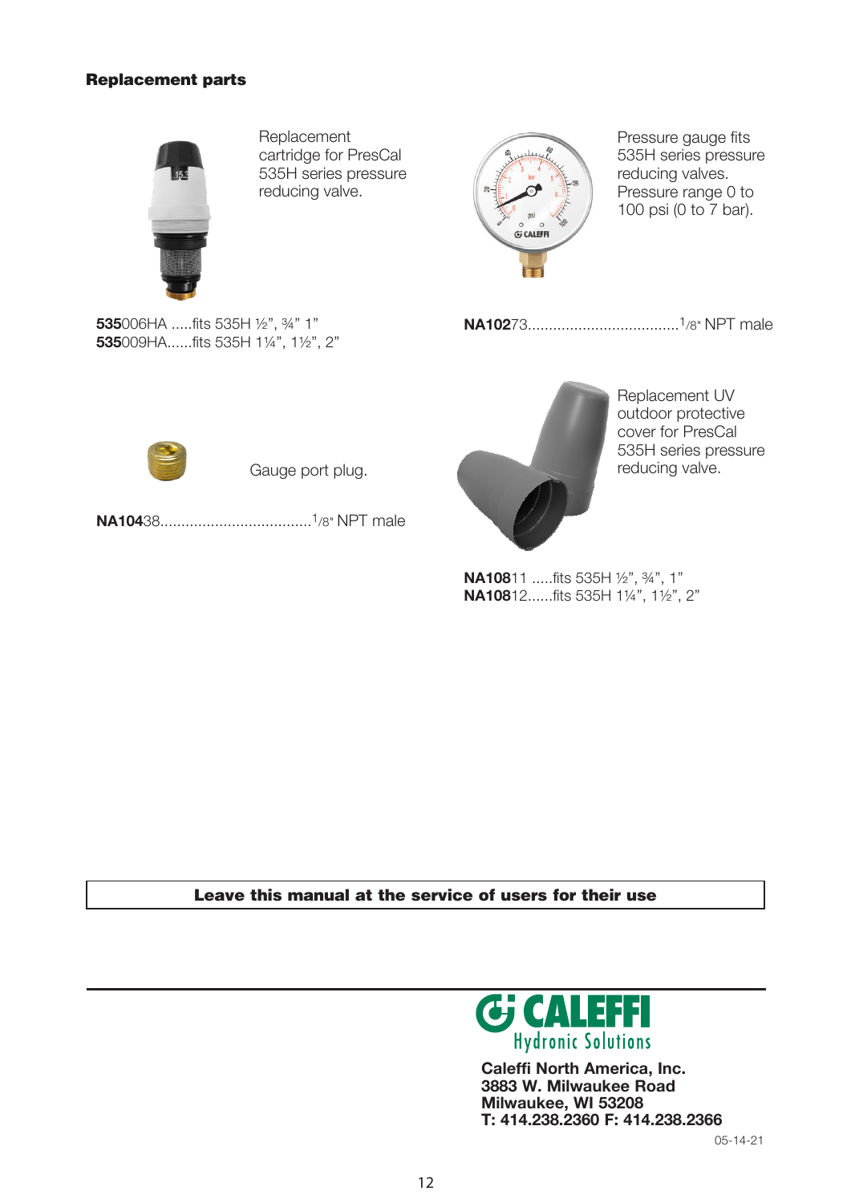### Replacement parts

Replacement cartridge for PresCal 535H series pressure reducing valve.

**535**006HA .....fits 535H ½", ¾" 1"
**535**009HA......fits 535H 1¼", 1½", 2"

Pressure gauge fits 535H series pressure reducing valves. Pressure range 0 to 100 psi (0 to 7 bar).

**NA10**273....................................1/8" NPT male

Gauge port plug.

**NA104**38....................................1/8" NPT male

Replacement UV outdoor protective cover for PresCal 535H series pressure reducing valve.

**NA108**11 .....fits 535H ½", ¾", 1"
**NA108**12......fits 535H 1¼", 1½", 2"

**Leave this manual at the service of users for their use**

CALEFFI
Hydronic Solutions

**Caleffi North America, Inc.**
**3883 W. Milwaukee Road**
**Milwaukee, WI 53208**
**T: 414.238.2360 F: 414.238.2366**

05-14-21